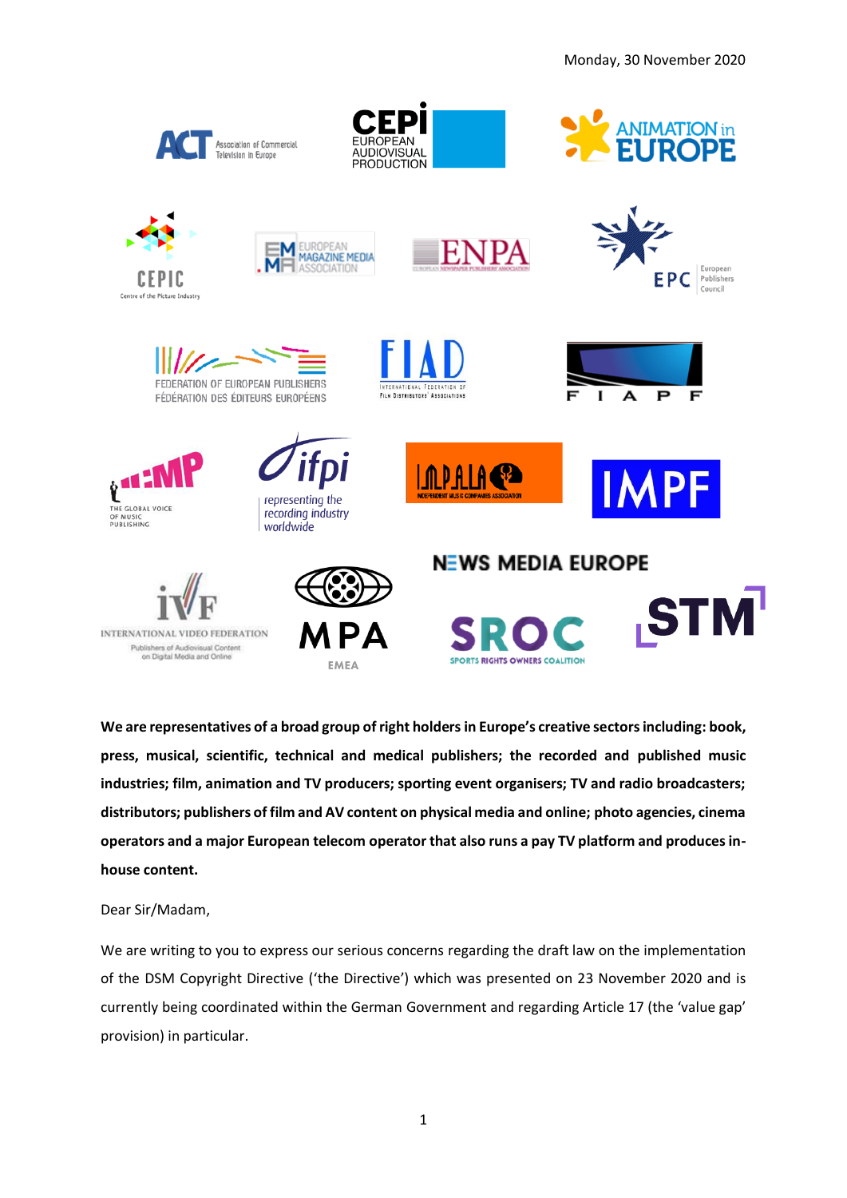Monday, 30 November 2020

**We are representatives of a broad group of right holders in Europe's creative sectors including: book, press, musical, scientific, technical and medical publishers; the recorded and published music industries; film, animation and TV producers; sporting event organisers; TV and radio broadcasters; distributors; publishers of film and AV content on physical media and online; photo agencies, cinema operators and a major European telecom operator that also runs a pay TV platform and produces in-house content.**

Dear Sir/Madam,

We are writing to you to express our serious concerns regarding the draft law on the implementation of the DSM Copyright Directive ('the Directive') which was presented on 23 November 2020 and is currently being coordinated within the German Government and regarding Article 17 (the 'value gap' provision) in particular.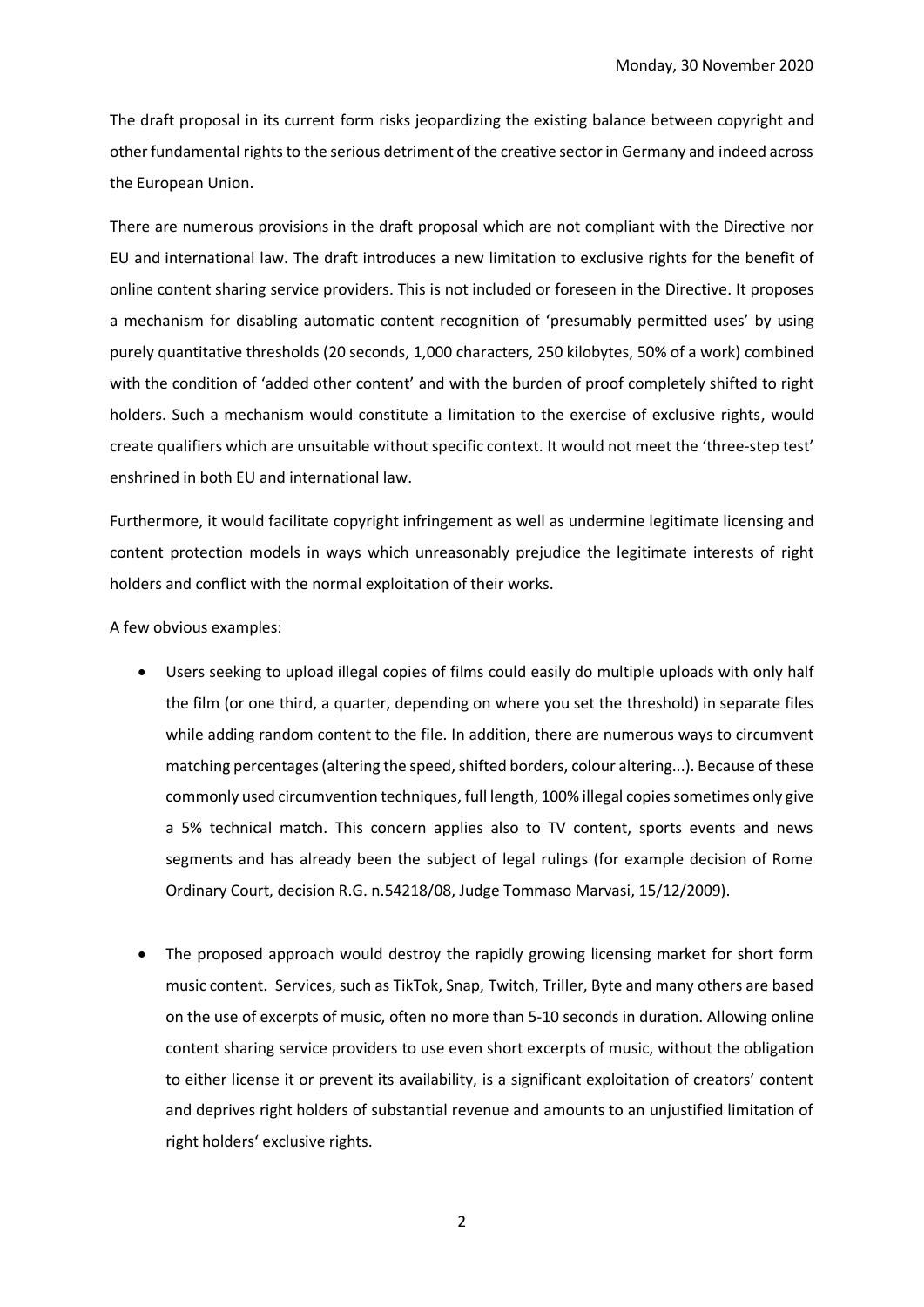Monday, 30 November 2020

The draft proposal in its current form risks jeopardizing the existing balance between copyright and other fundamental rights to the serious detriment of the creative sector in Germany and indeed across the European Union.

There are numerous provisions in the draft proposal which are not compliant with the Directive nor EU and international law. The draft introduces a new limitation to exclusive rights for the benefit of online content sharing service providers. This is not included or foreseen in the Directive. It proposes a mechanism for disabling automatic content recognition of 'presumably permitted uses' by using purely quantitative thresholds (20 seconds, 1,000 characters, 250 kilobytes, 50% of a work) combined with the condition of 'added other content' and with the burden of proof completely shifted to right holders. Such a mechanism would constitute a limitation to the exercise of exclusive rights, would create qualifiers which are unsuitable without specific context. It would not meet the 'three-step test' enshrined in both EU and international law.

Furthermore, it would facilitate copyright infringement as well as undermine legitimate licensing and content protection models in ways which unreasonably prejudice the legitimate interests of right holders and conflict with the normal exploitation of their works.

A few obvious examples:

- Users seeking to upload illegal copies of films could easily do multiple uploads with only half the film (or one third, a quarter, depending on where you set the threshold) in separate files while adding random content to the file. In addition, there are numerous ways to circumvent matching percentages (altering the speed, shifted borders, colour altering...). Because of these commonly used circumvention techniques, full length, 100% illegal copies sometimes only give a 5% technical match. This concern applies also to TV content, sports events and news segments and has already been the subject of legal rulings (for example decision of Rome Ordinary Court, decision R.G. n.54218/08, Judge Tommaso Marvasi, 15/12/2009).

- The proposed approach would destroy the rapidly growing licensing market for short form music content. Services, such as TikTok, Snap, Twitch, Triller, Byte and many others are based on the use of excerpts of music, often no more than 5-10 seconds in duration. Allowing online content sharing service providers to use even short excerpts of music, without the obligation to either license it or prevent its availability, is a significant exploitation of creators' content and deprives right holders of substantial revenue and amounts to an unjustified limitation of right holders' exclusive rights.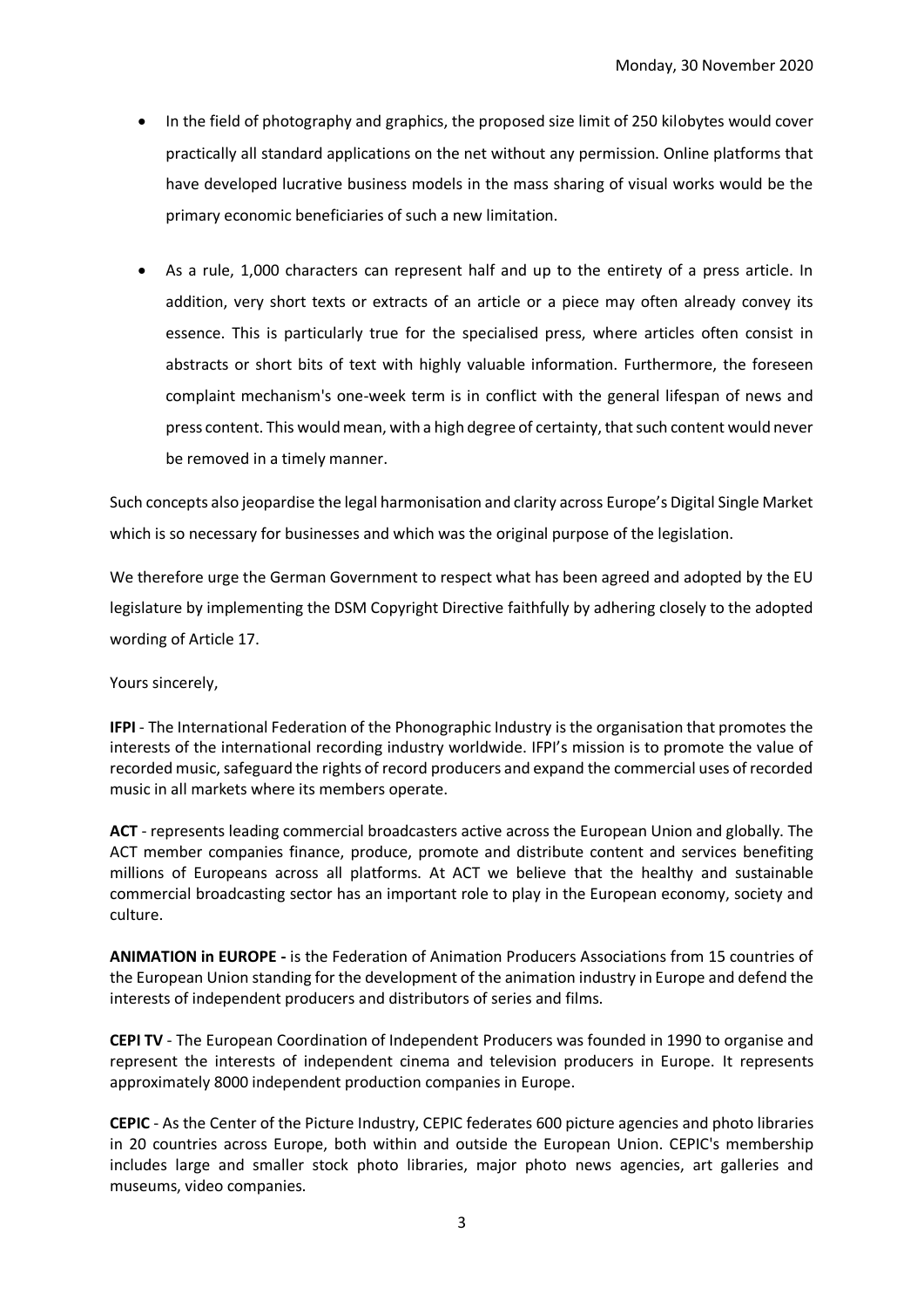- In the field of photography and graphics, the proposed size limit of 250 kilobytes would cover practically all standard applications on the net without any permission. Online platforms that have developed lucrative business models in the mass sharing of visual works would be the primary economic beneficiaries of such a new limitation.

- As a rule, 1,000 characters can represent half and up to the entirety of a press article. In addition, very short texts or extracts of an article or a piece may often already convey its essence. This is particularly true for the specialised press, where articles often consist in abstracts or short bits of text with highly valuable information. Furthermore, the foreseen complaint mechanism's one-week term is in conflict with the general lifespan of news and press content. This would mean, with a high degree of certainty, that such content would never be removed in a timely manner.

Such concepts also jeopardise the legal harmonisation and clarity across Europe's Digital Single Market which is so necessary for businesses and which was the original purpose of the legislation.

We therefore urge the German Government to respect what has been agreed and adopted by the EU legislature by implementing the DSM Copyright Directive faithfully by adhering closely to the adopted wording of Article 17.

Yours sincerely,

**IFPI** - The International Federation of the Phonographic Industry is the organisation that promotes the interests of the international recording industry worldwide. IFPI's mission is to promote the value of recorded music, safeguard the rights of record producers and expand the commercial uses of recorded music in all markets where its members operate.

**ACT** - represents leading commercial broadcasters active across the European Union and globally. The ACT member companies finance, produce, promote and distribute content and services benefiting millions of Europeans across all platforms. At ACT we believe that the healthy and sustainable commercial broadcasting sector has an important role to play in the European economy, society and culture.

**ANIMATION in EUROPE -** is the Federation of Animation Producers Associations from 15 countries of the European Union standing for the development of the animation industry in Europe and defend the interests of independent producers and distributors of series and films.

**CEPI TV** - The European Coordination of Independent Producers was founded in 1990 to organise and represent the interests of independent cinema and television producers in Europe. It represents approximately 8000 independent production companies in Europe.

**CEPIC** - As the Center of the Picture Industry, CEPIC federates 600 picture agencies and photo libraries in 20 countries across Europe, both within and outside the European Union. CEPIC's membership includes large and smaller stock photo libraries, major photo news agencies, art galleries and museums, video companies.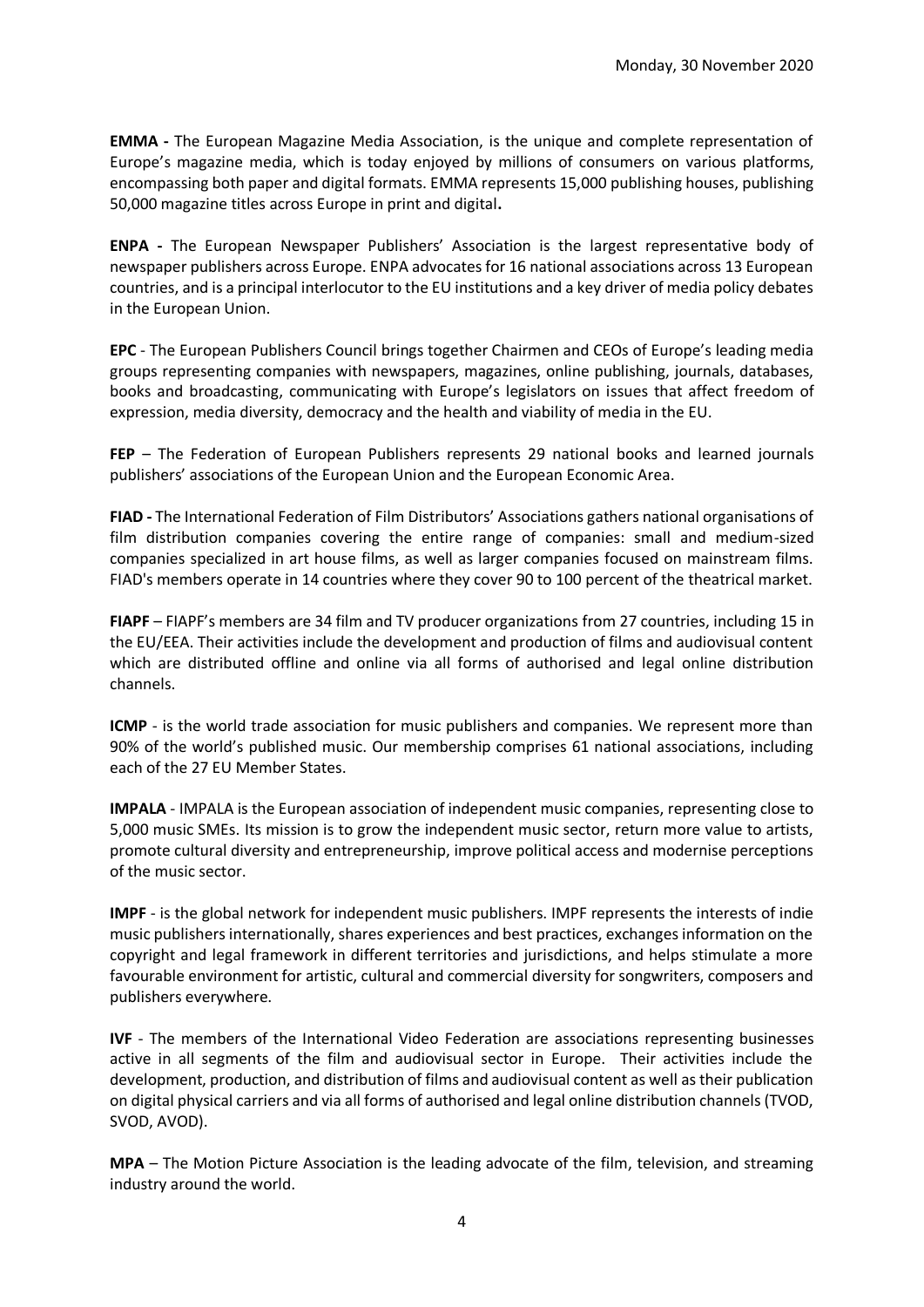Monday, 30 November 2020

**EMMA -** The European Magazine Media Association, is the unique and complete representation of Europe's magazine media, which is today enjoyed by millions of consumers on various platforms, encompassing both paper and digital formats. EMMA represents 15,000 publishing houses, publishing 50,000 magazine titles across Europe in print and digital**.**

**ENPA -** The European Newspaper Publishers' Association is the largest representative body of newspaper publishers across Europe. ENPA advocates for 16 national associations across 13 European countries, and is a principal interlocutor to the EU institutions and a key driver of media policy debates in the European Union.

**EPC** - The European Publishers Council brings together Chairmen and CEOs of Europe's leading media groups representing companies with newspapers, magazines, online publishing, journals, databases, books and broadcasting, communicating with Europe's legislators on issues that affect freedom of expression, media diversity, democracy and the health and viability of media in the EU.

**FEP** – The Federation of European Publishers represents 29 national books and learned journals publishers' associations of the European Union and the European Economic Area.

**FIAD -** The International Federation of Film Distributors' Associations gathers national organisations of film distribution companies covering the entire range of companies: small and medium-sized companies specialized in art house films, as well as larger companies focused on mainstream films. FIAD's members operate in 14 countries where they cover 90 to 100 percent of the theatrical market.

**FIAPF** – FIAPF's members are 34 film and TV producer organizations from 27 countries, including 15 in the EU/EEA. Their activities include the development and production of films and audiovisual content which are distributed offline and online via all forms of authorised and legal online distribution channels.

**ICMP** - is the world trade association for music publishers and companies. We represent more than 90% of the world's published music. Our membership comprises 61 national associations, including each of the 27 EU Member States.

**IMPALA** - IMPALA is the European association of independent music companies, representing close to 5,000 music SMEs. Its mission is to grow the independent music sector, return more value to artists, promote cultural diversity and entrepreneurship, improve political access and modernise perceptions of the music sector.

**IMPF** - is the global network for independent music publishers. IMPF represents the interests of indie music publishers internationally, shares experiences and best practices, exchanges information on the copyright and legal framework in different territories and jurisdictions, and helps stimulate a more favourable environment for artistic, cultural and commercial diversity for songwriters, composers and publishers everywhere.

**IVF** - The members of the International Video Federation are associations representing businesses active in all segments of the film and audiovisual sector in Europe. Their activities include the development, production, and distribution of films and audiovisual content as well as their publication on digital physical carriers and via all forms of authorised and legal online distribution channels (TVOD, SVOD, AVOD).

**MPA** – The Motion Picture Association is the leading advocate of the film, television, and streaming industry around the world.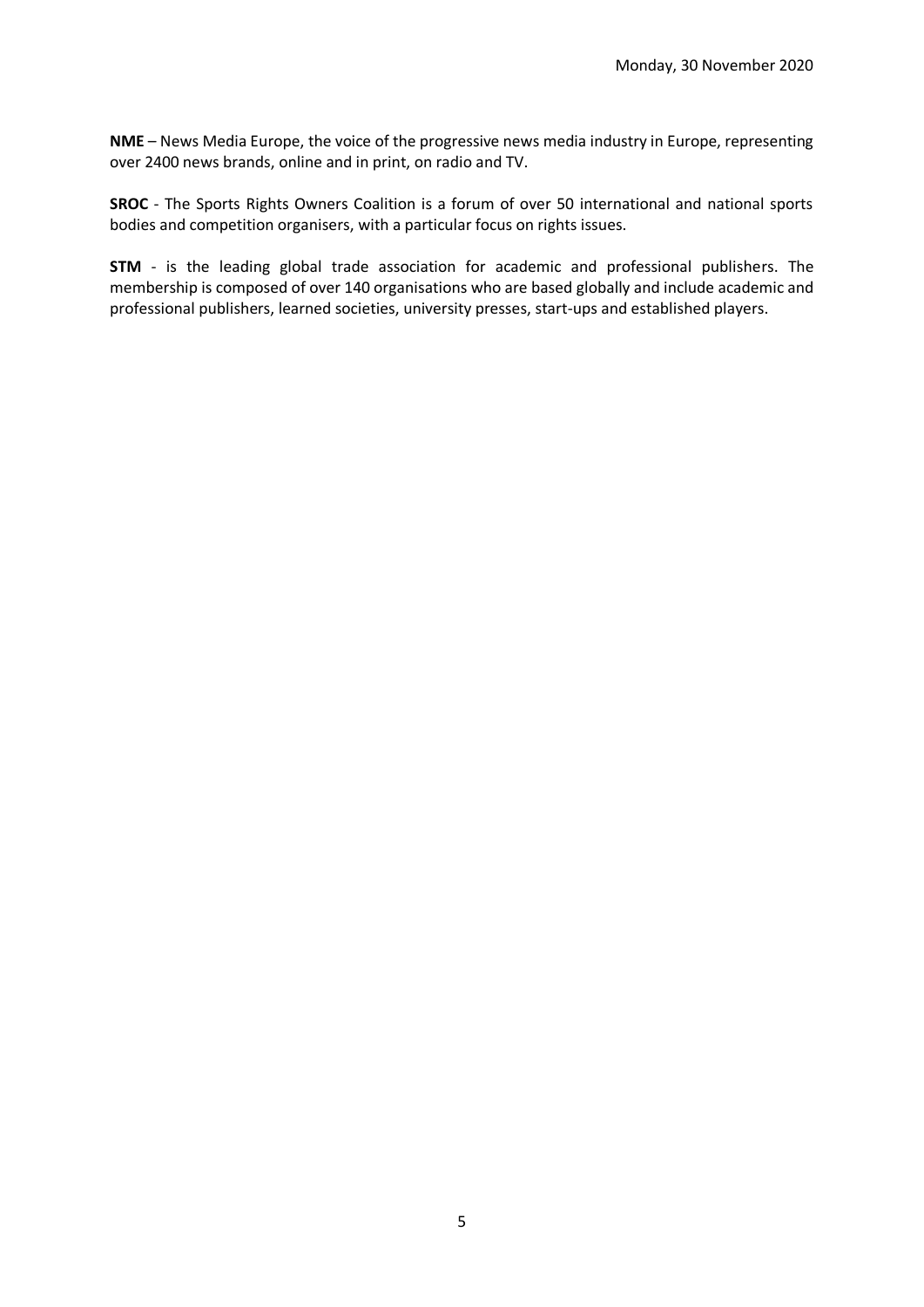Monday, 30 November 2020

**NME** – News Media Europe, the voice of the progressive news media industry in Europe, representing over 2400 news brands, online and in print, on radio and TV.

**SROC** - The Sports Rights Owners Coalition is a forum of over 50 international and national sports bodies and competition organisers, with a particular focus on rights issues.

**STM** - is the leading global trade association for academic and professional publishers. The membership is composed of over 140 organisations who are based globally and include academic and professional publishers, learned societies, university presses, start-ups and established players.